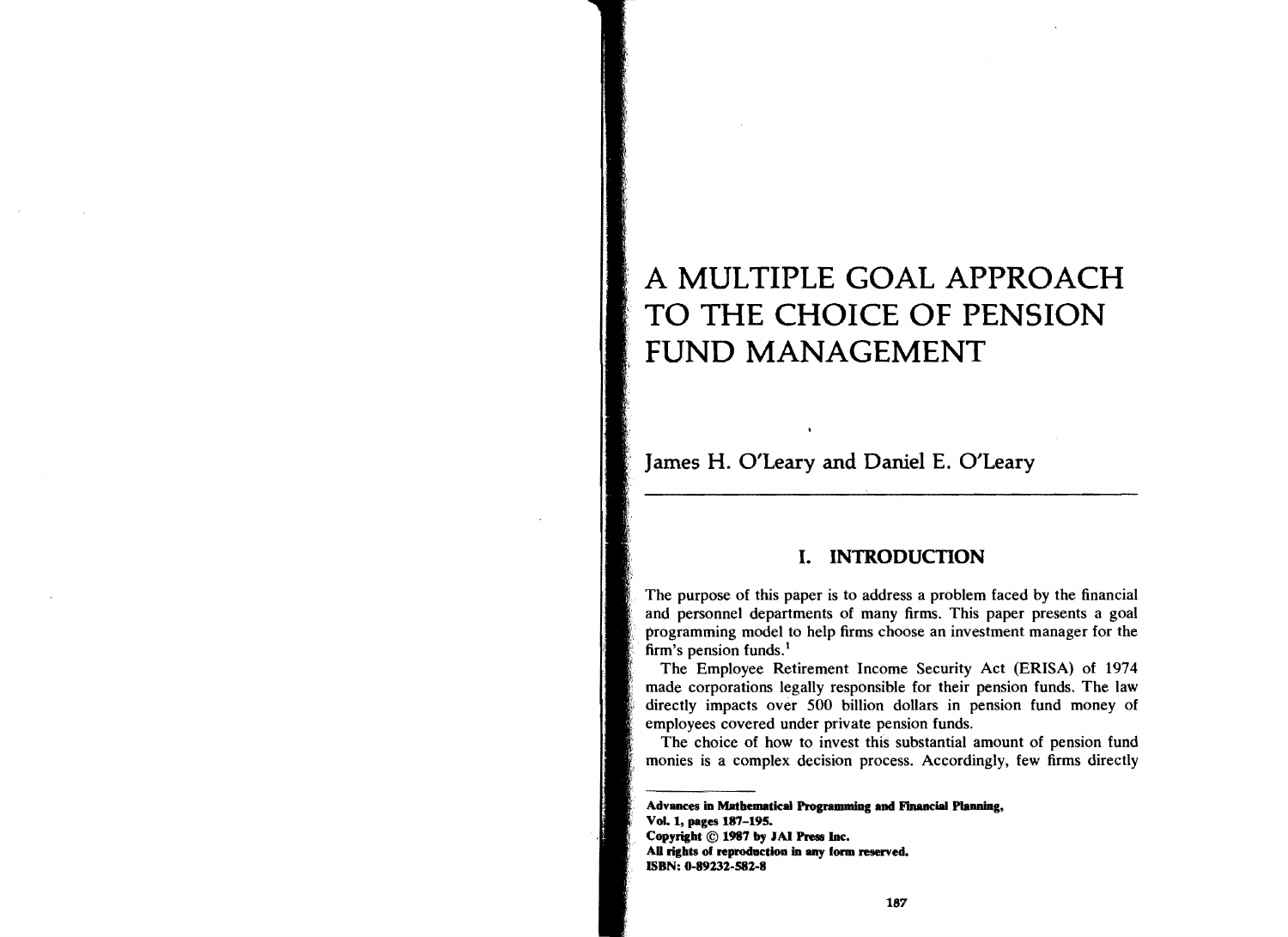# A MULTIPLE GOAL APPROACH TO THE CHOICE OF PENSION FUND MANAGEMENT

James H. O'Leary and Daniel E. O'Leary

## I. INTRODUCTION

The purpose of this paper is to address a problem faced by the financial and personnel departments of many firms. This paper presents a goal programming model to help firms choose an investment manager for the firm's pension funds.[1]

The Employee Retirement Income Security Act (ERISA) of 1974 made corporations legally responsible for their pension funds. The law directly impacts over 500 billion dollars in pension fund money of employees covered under private pension funds.

The choice of how to invest this substantial amount of pension fund monies is a complex decision process. Accordingly, few firms directly

---

**Advances in Mathematical Programming and Financial Planning,**
**Vol. 1, pages 187–195.**
**Copyright © 1987 by JAI Press Inc.**
**All rights of reproduction in any form reserved.**
**ISBN: 0-89232-582-8**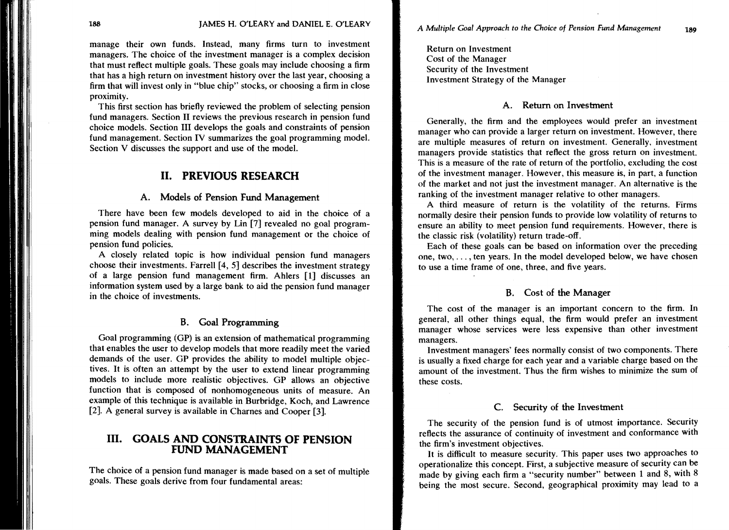manage their own funds. Instead, many firms turn to investment managers. The choice of the investment manager is a complex decision that must reflect multiple goals. These goals may include choosing a firm that has a high return on investment history over the last year, choosing a firm that will invest only in "blue chip" stocks, or choosing a firm in close proximity.

This first section has briefly reviewed the problem of selecting pension fund managers. Section II reviews the previous research in pension fund choice models. Section III develops the goals and constraints of pension fund management. Section IV summarizes the goal programming model. Section V discusses the support and use of the model.

## II. PREVIOUS RESEARCH

### A. Models of Pension Fund Management

There have been few models developed to aid in the choice of a pension fund manager. A survey by Lin [7] revealed no goal programming models dealing with pension fund management or the choice of pension fund policies.

A closely related topic is how individual pension fund managers choose their investments. Farrell [4, 5] describes the investment strategy of a large pension fund management firm. Ahlers [1] discusses an information system used by a large bank to aid the pension fund manager in the choice of investments.

### B. Goal Programming

Goal programming (GP) is an extension of mathematical programming that enables the user to develop models that more readily meet the varied demands of the user. GP provides the ability to model multiple objectives. It is often an attempt by the user to extend linear programming models to include more realistic objectives. GP allows an objective function that is composed of nonhomogeneous units of measure. An example of this technique is available in Burbridge, Koch, and Lawrence [2]. A general survey is available in Charnes and Cooper [3].

## III. GOALS AND CONSTRAINTS OF PENSION FUND MANAGEMENT

The choice of a pension fund manager is made based on a set of multiple goals. These goals derive from four fundamental areas:

Return on Investment
Cost of the Manager
Security of the Investment
Investment Strategy of the Manager

### A. Return on Investment

Generally, the firm and the employees would prefer an investment manager who can provide a larger return on investment. However, there are multiple measures of return on investment. Generally, investment managers provide statistics that reflect the gross return on investment. This is a measure of the rate of return of the portfolio, excluding the cost of the investment manager. However, this measure is, in part, a function of the market and not just the investment manager. An alternative is the ranking of the investment manager relative to other managers.

A third measure of return is the volatility of the returns. Firms normally desire their pension funds to provide low volatility of returns to ensure an ability to meet pension fund requirements. However, there is the classic risk (volatility) return trade-off.

Each of these goals can be based on information over the preceding one, two, . . . , ten years. In the model developed below, we have chosen to use a time frame of one, three, and five years.

### B. Cost of the Manager

The cost of the manager is an important concern to the firm. In general, all other things equal, the firm would prefer an investment manager whose services were less expensive than other investment managers.

Investment managers' fees normally consist of two components. There is usually a fixed charge for each year and a variable charge based on the amount of the investment. Thus the firm wishes to minimize the sum of these costs.

### C. Security of the Investment

The security of the pension fund is of utmost importance. Security reflects the assurance of continuity of investment and conformance with the firm's investment objectives.

It is difficult to measure security. This paper uses two approaches to operationalize this concept. First, a subjective measure of security can be made by giving each firm a "security number" between 1 and 8, with 8 being the most secure. Second, geographical proximity may lead to a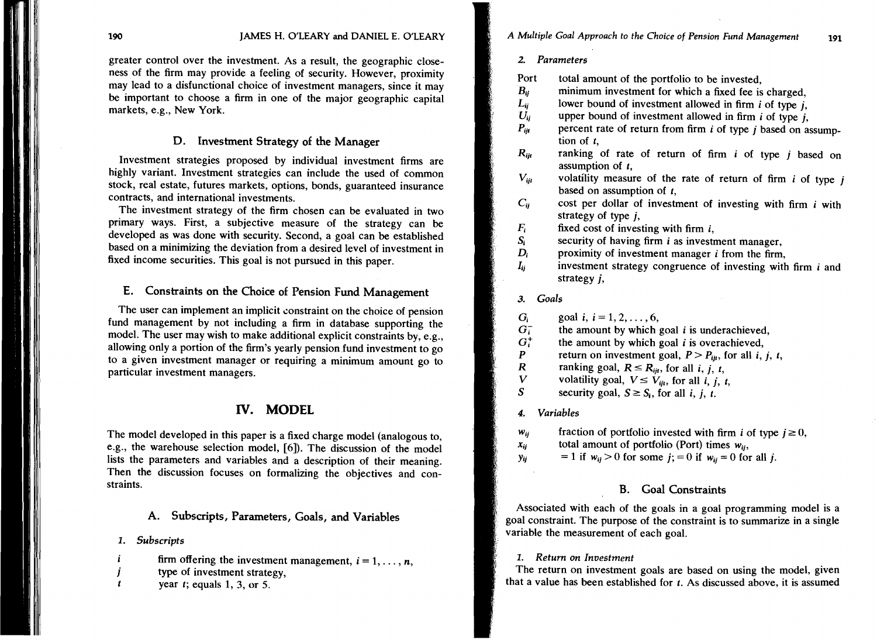greater control over the investment. As a result, the geographic closeness of the firm may provide a feeling of security. However, proximity may lead to a disfunctional choice of investment managers, since it may be important to choose a firm in one of the major geographic capital markets, e.g., New York.

### D. Investment Strategy of the Manager

Investment strategies proposed by individual investment firms are highly variant. Investment strategies can include the used of common stock, real estate, futures markets, options, bonds, guaranteed insurance contracts, and international investments.

The investment strategy of the firm chosen can be evaluated in two primary ways. First, a subjective measure of the strategy can be developed as was done with security. Second, a goal can be established based on a minimizing the deviation from a desired level of investment in fixed income securities. This goal is not pursued in this paper.

### E. Constraints on the Choice of Pension Fund Management

The user can implement an implicit constraint on the choice of pension fund management by not including a firm in database supporting the model. The user may wish to make additional explicit constraints by, e.g., allowing only a portion of the firm's yearly pension fund investment to go to a given investment manager or requiring a minimum amount go to particular investment managers.

## IV. MODEL

The model developed in this paper is a fixed charge model (analogous to, e.g., the warehouse selection model, [6]). The discussion of the model lists the parameters and variables and a description of their meaning. Then the discussion focuses on formalizing the objectives and constraints.

### A. Subscripts, Parameters, Goals, and Variables

#### 1. *Subscripts*

- $i$ — firm offering the investment management, $i = 1, \ldots, n$,
- $j$ — type of investment strategy,
- $t$ — year $t$; equals 1, 3, or 5.

#### 2. *Parameters*

- Port — total amount of the portfolio to be invested,
- $B_{ij}$ — minimum investment for which a fixed fee is charged,
- $L_{ij}$ — lower bound of investment allowed in firm $i$ of type $j$,
- $U_{ij}$ — upper bound of investment allowed in firm $i$ of type $j$,
- $P_{ijt}$ — percent rate of return from firm $i$ of type $j$ based on assumption of $t$,
- $R_{ijt}$ — ranking of rate of return of firm $i$ of type $j$ based on assumption of $t$,
- $V_{ijt}$ — volatility measure of the rate of return of firm $i$ of type $j$ based on assumption of $t$,
- $C_{ij}$ — cost per dollar of investment of investing with firm $i$ with strategy of type $j$,
- $F_i$ — fixed cost of investing with firm $i$,
- $S_i$ — security of having firm $i$ as investment manager,
- $D_i$ — proximity of investment manager $i$ from the firm,
- $I_{ij}$ — investment strategy congruence of investing with firm $i$ and strategy $j$,

#### 3. *Goals*

- $G_i$ — goal $i$, $i = 1, 2, \ldots, 6$,
- $G_i^-$ — the amount by which goal $i$ is underachieved,
- $G_i^+$ — the amount by which goal $i$ is overachieved,
- $P$ — return on investment goal, $P > P_{ijt}$, for all $i$, $j$, $t$,
- $R$ — ranking goal, $R \leq R_{ijt}$, for all $i$, $j$, $t$,
- $V$ — volatility goal, $V \leq V_{ijt}$, for all $i$, $j$, $t$,
- $S$ — security goal, $S \geq S_i$, for all $i$, $j$, $t$.

#### 4. *Variables*

- $w_{ij}$ — fraction of portfolio invested with firm $i$ of type $j \geq 0$,
- $x_{ij}$ — total amount of portfolio (Port) times $w_{ij}$,
- $y_{ij}$ — $= 1$ if $w_{ij} > 0$ for some $j$; $= 0$ if $w_{ij} = 0$ for all $j$.

### B. Goal Constraints

Associated with each of the goals in a goal programming model is a goal constraint. The purpose of the constraint is to summarize in a single variable the measurement of each goal.

#### 1. *Return on Investment*

The return on investment goals are based on using the model, given that a value has been established for $t$. As discussed above, it is assumed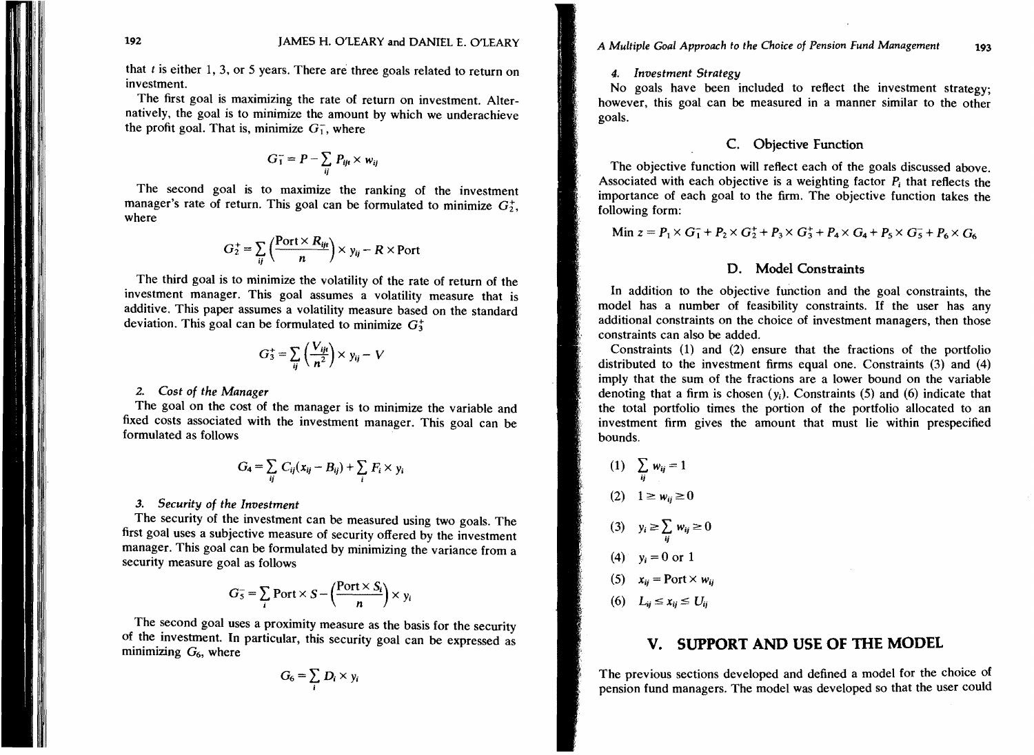that $t$ is either 1, 3, or 5 years. There are three goals related to return on investment.

The first goal is maximizing the rate of return on investment. Alternatively, the goal is to minimize the amount by which we underachieve the profit goal. That is, minimize $G_1^-$, where

$$G_1^- = P - \sum_{ij} P_{ijt} \times w_{ij}$$

The second goal is to maximize the ranking of the investment manager's rate of return. This goal can be formulated to minimize $G_2^+$, where

$$G_2^+ = \sum_{ij} \left(\frac{\text{Port} \times R_{ijt}}{n}\right) \times y_{ij} - R \times \text{Port}$$

The third goal is to minimize the volatility of the rate of return of the investment manager. This goal assumes a volatility measure that is additive. This paper assumes a volatility measure based on the standard deviation. This goal can be formulated to minimize $G_3^+$

$$G_3^+ = \sum_{ij} \left(\frac{V_{ijt}}{n^2}\right) \times y_{ij} - V$$

*2. Cost of the Manager*

The goal on the cost of the manager is to minimize the variable and fixed costs associated with the investment manager. This goal can be formulated as follows

$$G_4 = \sum_{ij} C_{ij}(x_{ij} - B_{ij}) + \sum_{i} F_i \times y_i$$

*3. Security of the Investment*

The security of the investment can be measured using two goals. The first goal uses a subjective measure of security offered by the investment manager. This goal can be formulated by minimizing the variance from a security measure goal as follows

$$G_5^- = \sum_{i} \text{Port} \times S - \left(\frac{\text{Port} \times S_i}{n}\right) \times y_i$$

The second goal uses a proximity measure as the basis for the security of the investment. In particular, this security goal can be expressed as minimizing $G_6$, where

$$G_6 = \sum_{i} D_i \times y_i$$

*4. Investment Strategy*

No goals have been included to reflect the investment strategy; however, this goal can be measured in a manner similar to the other goals.

### C. Objective Function

The objective function will reflect each of the goals discussed above. Associated with each objective is a weighting factor $P_i$ that reflects the importance of each goal to the firm. The objective function takes the following form:

$$\text{Min } z = P_1 \times G_1^- + P_2 \times G_2^+ + P_3 \times G_3^+ + P_4 \times G_4 + P_5 \times G_5^- + P_6 \times G_6$$

### D. Model Constraints

In addition to the objective function and the goal constraints, the model has a number of feasibility constraints. If the user has any additional constraints on the choice of investment managers, then those constraints can also be added.

Constraints (1) and (2) ensure that the fractions of the portfolio distributed to the investment firms equal one. Constraints (3) and (4) imply that the sum of the fractions are a lower bound on the variable denoting that a firm is chosen ($y_i$). Constraints (5) and (6) indicate that the total portfolio times the portion of the portfolio allocated to an investment firm gives the amount that must lie within prespecified bounds.

(1) $\sum_{ij} w_{ij} = 1$

(2) $1 \geq w_{ij} \geq 0$

(3) $y_i \geq \sum_{ij} w_{ij} \geq 0$

(4) $y_i = 0 \text{ or } 1$

(5) $x_{ij} = \text{Port} \times w_{ij}$

(6) $L_{ij} \leq x_{ij} \leq U_{ij}$

## V. SUPPORT AND USE OF THE MODEL

The previous sections developed and defined a model for the choice of pension fund managers. The model was developed so that the user could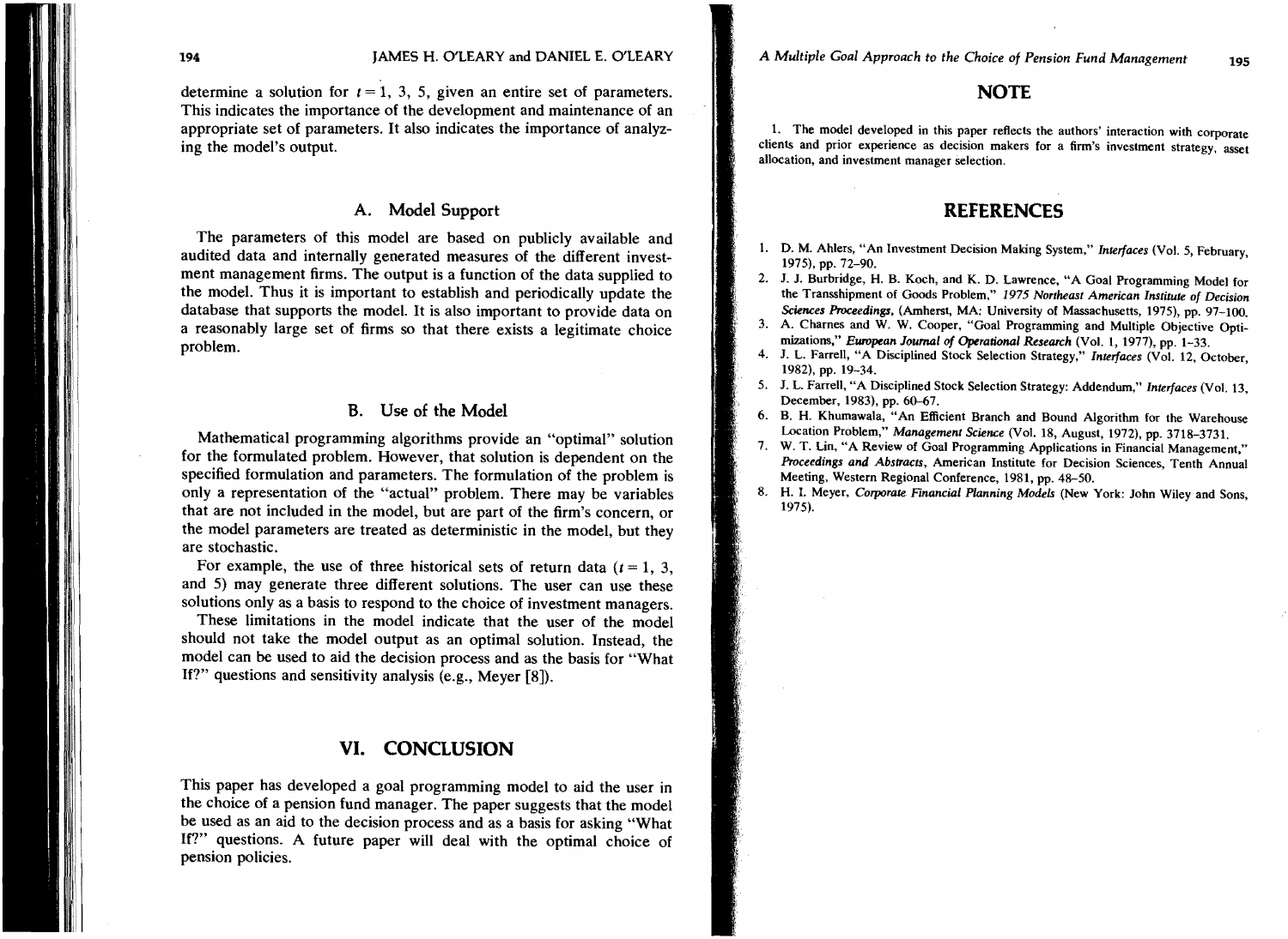determine a solution for $t = 1, 3, 5$, given an entire set of parameters. This indicates the importance of the development and maintenance of an appropriate set of parameters. It also indicates the importance of analyzing the model's output.

### A. Model Support

The parameters of this model are based on publicly available and audited data and internally generated measures of the different investment management firms. The output is a function of the data supplied to the model. Thus it is important to establish and periodically update the database that supports the model. It is also important to provide data on a reasonably large set of firms so that there exists a legitimate choice problem.

### B. Use of the Model

Mathematical programming algorithms provide an "optimal" solution for the formulated problem. However, that solution is dependent on the specified formulation and parameters. The formulation of the problem is only a representation of the "actual" problem. There may be variables that are not included in the model, but are part of the firm's concern, or the model parameters are treated as deterministic in the model, but they are stochastic.

For example, the use of three historical sets of return data ($t = 1$, 3, and 5) may generate three different solutions. The user can use these solutions only as a basis to respond to the choice of investment managers.

These limitations in the model indicate that the user of the model should not take the model output as an optimal solution. Instead, the model can be used to aid the decision process and as the basis for "What If?" questions and sensitivity analysis (e.g., Meyer [8]).

## VI. CONCLUSION

This paper has developed a goal programming model to aid the user in the choice of a pension fund manager. The paper suggests that the model be used as an aid to the decision process and as a basis for asking "What If?" questions. A future paper will deal with the optimal choice of pension policies.

## NOTE

1. The model developed in this paper reflects the authors' interaction with corporate clients and prior experience as decision makers for a firm's investment strategy, asset allocation, and investment manager selection.

## REFERENCES

1. D. M. Ahlers, "An Investment Decision Making System," *Interfaces* (Vol. 5, February, 1975), pp. 72–90.
2. J. J. Burbridge, H. B. Koch, and K. D. Lawrence, "A Goal Programming Model for the Transshipment of Goods Problem," *1975 Northeast American Institute of Decision Sciences Proceedings*, (Amherst, MA: University of Massachusetts, 1975), pp. 97–100.
3. A. Charnes and W. W. Cooper, "Goal Programming and Multiple Objective Optimizations," *European Journal of Operational Research* (Vol. 1, 1977), pp. 1–33.
4. J. L. Farrell, "A Disciplined Stock Selection Strategy," *Interfaces* (Vol. 12, October, 1982), pp. 19–34.
5. J. L. Farrell, "A Disciplined Stock Selection Strategy: Addendum," *Interfaces* (Vol. 13, December, 1983), pp. 60–67.
6. B. H. Khumawala, "An Efficient Branch and Bound Algorithm for the Warehouse Location Problem," *Management Science* (Vol. 18, August, 1972), pp. 3718–3731.
7. W. T. Lin, "A Review of Goal Programming Applications in Financial Management," *Proceedings and Abstracts*, American Institute for Decision Sciences, Tenth Annual Meeting, Western Regional Conference, 1981, pp. 48–50.
8. H. I. Meyer, *Corporate Financial Planning Models* (New York: John Wiley and Sons, 1975).